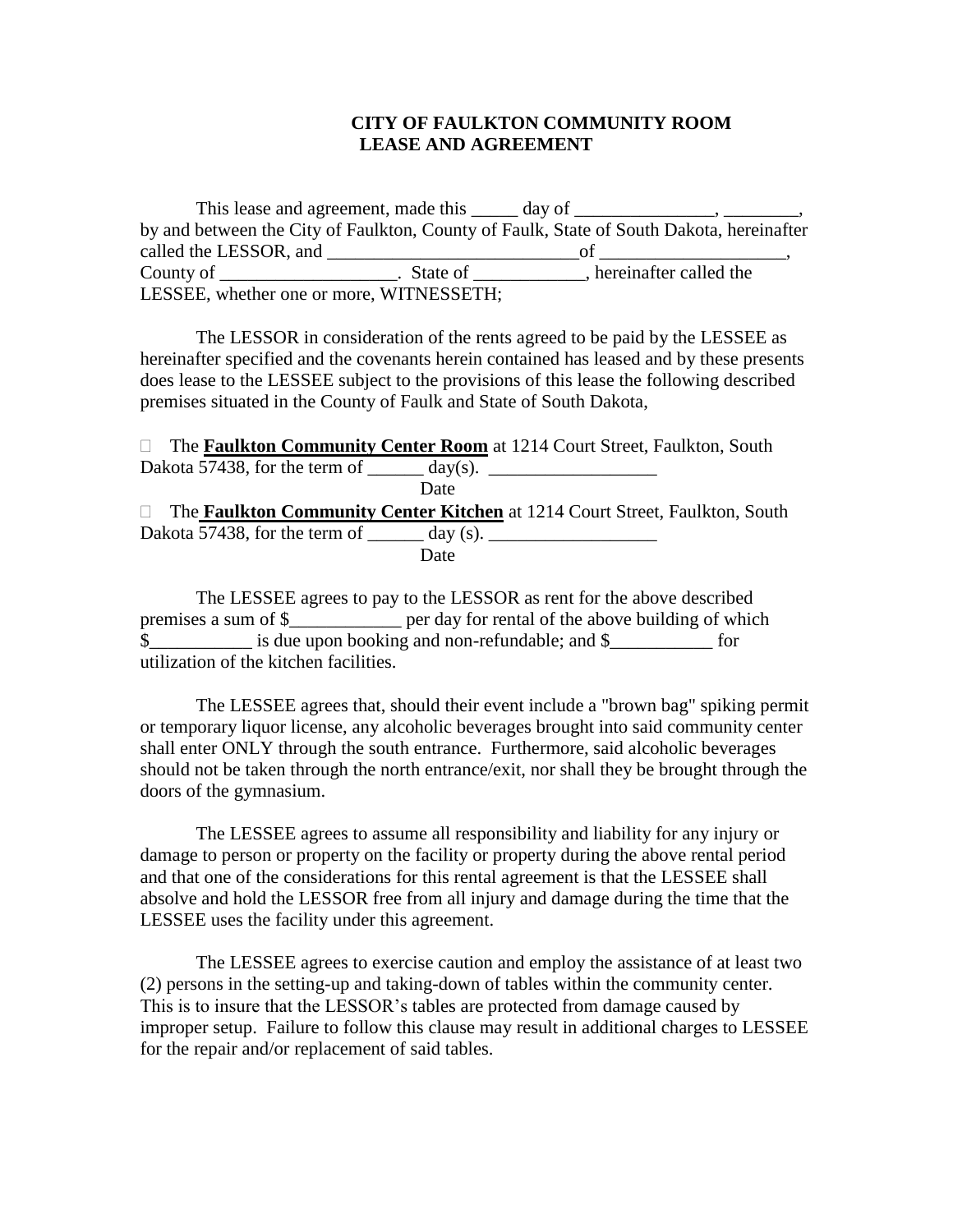# CITY OF FAULKTON COMMUNITY ROOM
# LEASE AND AGREEMENT

This lease and agreement, made this _____ day of _______________, ________, by and between the City of Faulkton, County of Faulk, State of South Dakota, hereinafter called the LESSOR, and ___________________________of ____________________, County of ___________________. State of ____________, hereinafter called the LESSEE, whether one or more, WITNESSETH;

The LESSOR in consideration of the rents agreed to be paid by the LESSEE as hereinafter specified and the covenants herein contained has leased and by these presents does lease to the LESSEE subject to the provisions of this lease the following described premises situated in the County of Faulk and State of South Dakota,

☐ The **Faulkton Community Center Room** at 1214 Court Street, Faulkton, South Dakota 57438, for the term of ______ day(s). __________________
Date

☐ The **Faulkton Community Center Kitchen** at 1214 Court Street, Faulkton, South Dakota 57438, for the term of ______ day (s). __________________
Date

The LESSEE agrees to pay to the LESSOR as rent for the above described premises a sum of $____________ per day for rental of the above building of which $___________ is due upon booking and non-refundable; and $___________ for utilization of the kitchen facilities.

The LESSEE agrees that, should their event include a "brown bag" spiking permit or temporary liquor license, any alcoholic beverages brought into said community center shall enter ONLY through the south entrance. Furthermore, said alcoholic beverages should not be taken through the north entrance/exit, nor shall they be brought through the doors of the gymnasium.

The LESSEE agrees to assume all responsibility and liability for any injury or damage to person or property on the facility or property during the above rental period and that one of the considerations for this rental agreement is that the LESSEE shall absolve and hold the LESSOR free from all injury and damage during the time that the LESSEE uses the facility under this agreement.

The LESSEE agrees to exercise caution and employ the assistance of at least two (2) persons in the setting-up and taking-down of tables within the community center. This is to insure that the LESSOR's tables are protected from damage caused by improper setup. Failure to follow this clause may result in additional charges to LESSEE for the repair and/or replacement of said tables.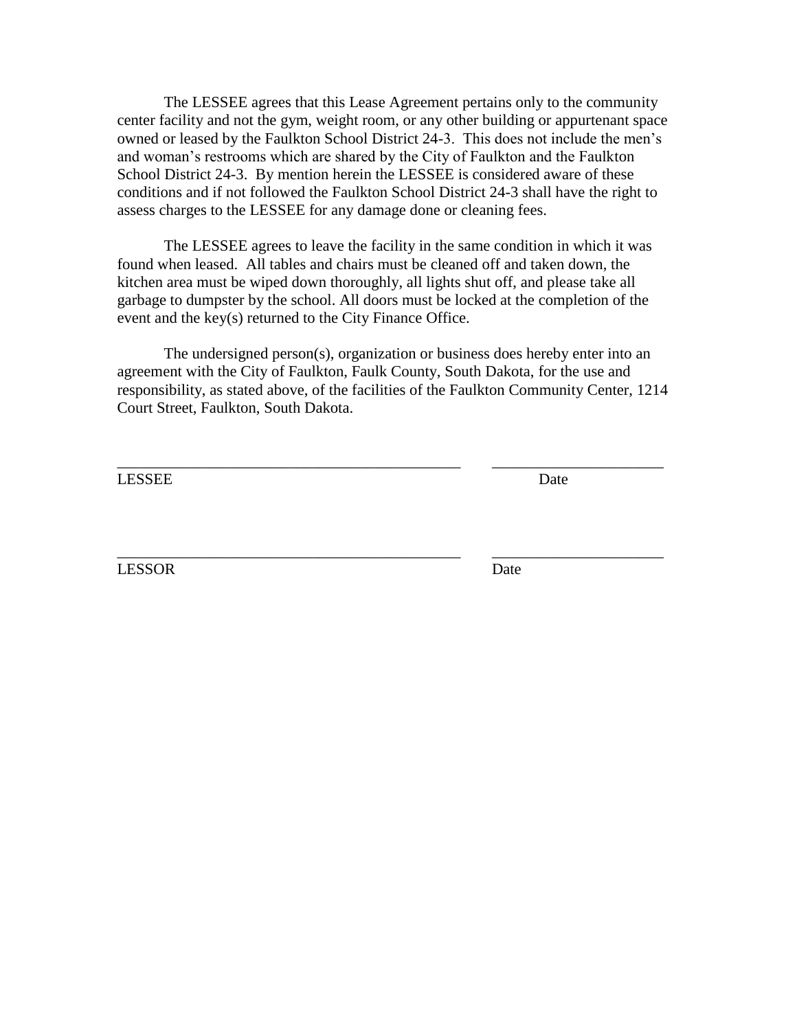The LESSEE agrees that this Lease Agreement pertains only to the community center facility and not the gym, weight room, or any other building or appurtenant space owned or leased by the Faulkton School District 24-3. This does not include the men's and woman's restrooms which are shared by the City of Faulkton and the Faulkton School District 24-3. By mention herein the LESSEE is considered aware of these conditions and if not followed the Faulkton School District 24-3 shall have the right to assess charges to the LESSEE for any damage done or cleaning fees.

The LESSEE agrees to leave the facility in the same condition in which it was found when leased. All tables and chairs must be cleaned off and taken down, the kitchen area must be wiped down thoroughly, all lights shut off, and please take all garbage to dumpster by the school. All doors must be locked at the completion of the event and the key(s) returned to the City Finance Office.

The undersigned person(s), organization or business does hereby enter into an agreement with the City of Faulkton, Faulk County, South Dakota, for the use and responsibility, as stated above, of the facilities of the Faulkton Community Center, 1214 Court Street, Faulkton, South Dakota.

\_\_\_\_\_\_\_\_\_\_\_\_\_\_\_\_\_\_\_\_\_\_\_\_\_\_\_\_\_\_\_\_\_\_\_\_\_\_\_\_\_\_\_\_ \_\_\_\_\_\_\_\_\_\_\_\_\_\_\_\_\_\_\_\_\_\_

LESSEE Date

\_\_\_\_\_\_\_\_\_\_\_\_\_\_\_\_\_\_\_\_\_\_\_\_\_\_\_\_\_\_\_\_\_\_\_\_\_\_\_\_\_\_\_\_ \_\_\_\_\_\_\_\_\_\_\_\_\_\_\_\_\_\_\_\_\_\_

LESSOR Date